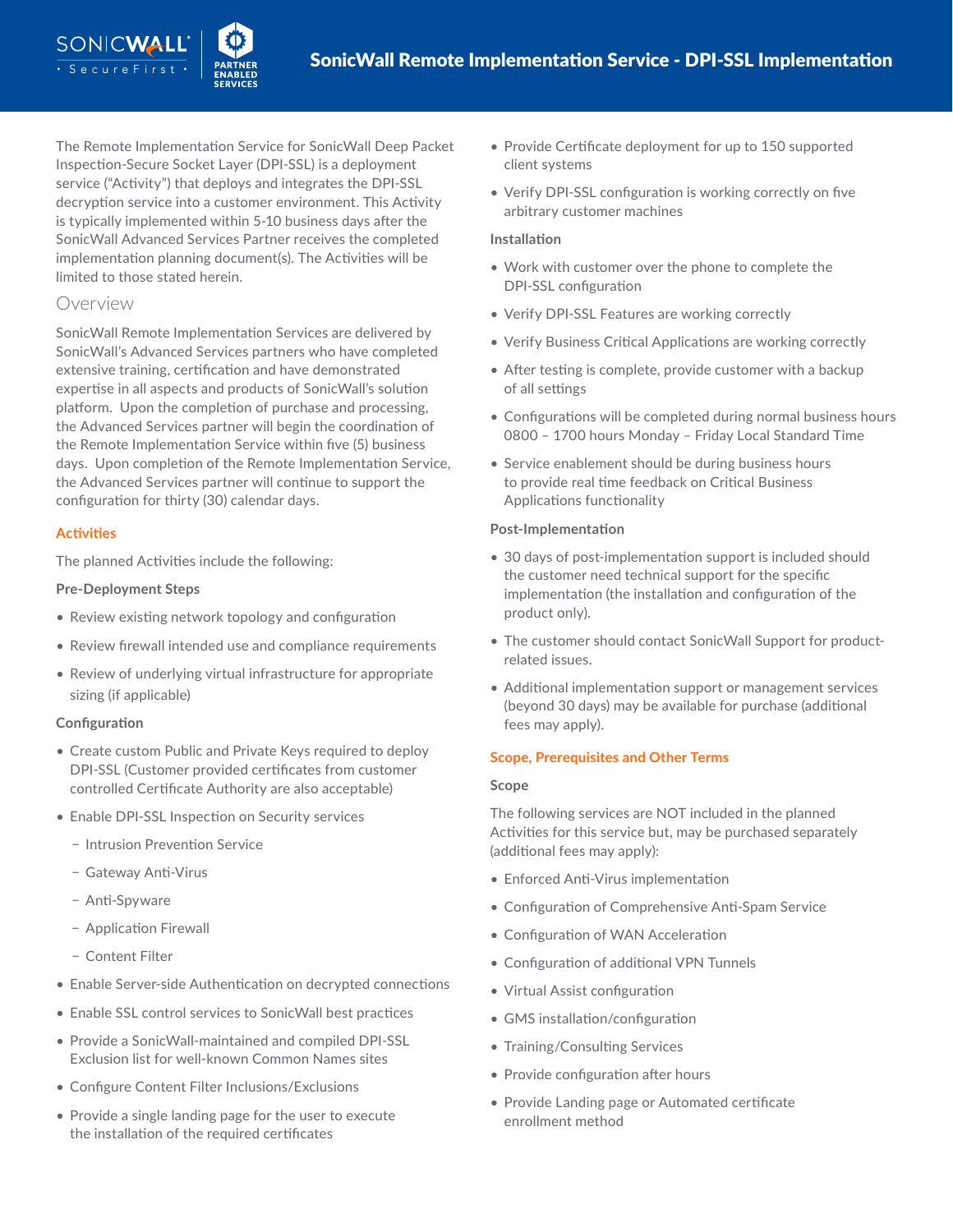# SonicWall Remote Implementation Service - DPI-SSL Implementation

The Remote Implementation Service for SonicWall Deep Packet Inspection-Secure Socket Layer (DPI-SSL) is a deployment service ("Activity") that deploys and integrates the DPI-SSL decryption service into a customer environment. This Activity is typically implemented within 5-10 business days after the SonicWall Advanced Services Partner receives the completed implementation planning document(s). The Activities will be limited to those stated herein.

## Overview

SonicWall Remote Implementation Services are delivered by SonicWall's Advanced Services partners who have completed extensive training, certification and have demonstrated expertise in all aspects and products of SonicWall's solution platform. Upon the completion of purchase and processing, the Advanced Services partner will begin the coordination of the Remote Implementation Service within five (5) business days. Upon completion of the Remote Implementation Service, the Advanced Services partner will continue to support the configuration for thirty (30) calendar days.

### Activities

The planned Activities include the following:

**Pre-Deployment Steps**

- Review existing network topology and configuration
- Review firewall intended use and compliance requirements
- Review of underlying virtual infrastructure for appropriate sizing (if applicable)

**Configuration**

- Create custom Public and Private Keys required to deploy DPI-SSL (Customer provided certificates from customer controlled Certificate Authority are also acceptable)
- Enable DPI-SSL Inspection on Security services
  - Intrusion Prevention Service
  - Gateway Anti-Virus
  - Anti-Spyware
  - Application Firewall
  - Content Filter
- Enable Server-side Authentication on decrypted connections
- Enable SSL control services to SonicWall best practices
- Provide a SonicWall-maintained and compiled DPI-SSL Exclusion list for well-known Common Names sites
- Configure Content Filter Inclusions/Exclusions
- Provide a single landing page for the user to execute the installation of the required certificates
- Provide Certificate deployment for up to 150 supported client systems
- Verify DPI-SSL configuration is working correctly on five arbitrary customer machines

**Installation**

- Work with customer over the phone to complete the DPI-SSL configuration
- Verify DPI-SSL Features are working correctly
- Verify Business Critical Applications are working correctly
- After testing is complete, provide customer with a backup of all settings
- Configurations will be completed during normal business hours 0800 – 1700 hours Monday – Friday Local Standard Time
- Service enablement should be during business hours to provide real time feedback on Critical Business Applications functionality

**Post-Implementation**

- 30 days of post-implementation support is included should the customer need technical support for the specific implementation (the installation and configuration of the product only).
- The customer should contact SonicWall Support for product-related issues.
- Additional implementation support or management services (beyond 30 days) may be available for purchase (additional fees may apply).

### Scope, Prerequisites and Other Terms

**Scope**

The following services are NOT included in the planned Activities for this service but, may be purchased separately (additional fees may apply):

- Enforced Anti-Virus implementation
- Configuration of Comprehensive Anti-Spam Service
- Configuration of WAN Acceleration
- Configuration of additional VPN Tunnels
- Virtual Assist configuration
- GMS installation/configuration
- Training/Consulting Services
- Provide configuration after hours
- Provide Landing page or Automated certificate enrollment method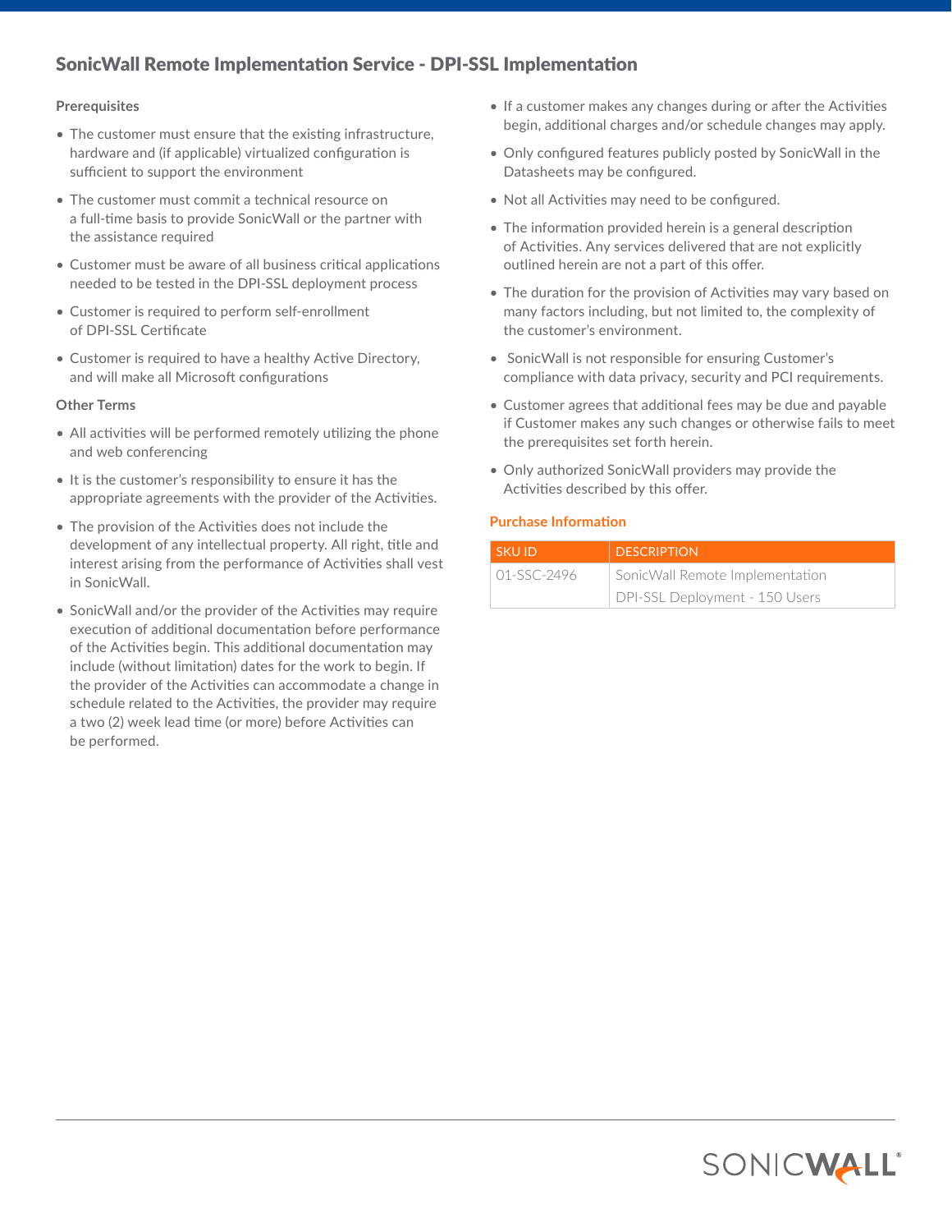## SonicWall Remote Implementation Service - DPI-SSL Implementation

### Prerequisites

- The customer must ensure that the existing infrastructure, hardware and (if applicable) virtualized configuration is sufficient to support the environment
- The customer must commit a technical resource on a full-time basis to provide SonicWall or the partner with the assistance required
- Customer must be aware of all business critical applications needed to be tested in the DPI-SSL deployment process
- Customer is required to perform self-enrollment of DPI-SSL Certificate
- Customer is required to have a healthy Active Directory, and will make all Microsoft configurations

### Other Terms

- All activities will be performed remotely utilizing the phone and web conferencing
- It is the customer's responsibility to ensure it has the appropriate agreements with the provider of the Activities.
- The provision of the Activities does not include the development of any intellectual property. All right, title and interest arising from the performance of Activities shall vest in SonicWall.
- SonicWall and/or the provider of the Activities may require execution of additional documentation before performance of the Activities begin. This additional documentation may include (without limitation) dates for the work to begin. If the provider of the Activities can accommodate a change in schedule related to the Activities, the provider may require a two (2) week lead time (or more) before Activities can be performed.
- If a customer makes any changes during or after the Activities begin, additional charges and/or schedule changes may apply.
- Only configured features publicly posted by SonicWall in the Datasheets may be configured.
- Not all Activities may need to be configured.
- The information provided herein is a general description of Activities. Any services delivered that are not explicitly outlined herein are not a part of this offer.
- The duration for the provision of Activities may vary based on many factors including, but not limited to, the complexity of the customer's environment.
- SonicWall is not responsible for ensuring Customer's compliance with data privacy, security and PCI requirements.
- Customer agrees that additional fees may be due and payable if Customer makes any such changes or otherwise fails to meet the prerequisites set forth herein.
- Only authorized SonicWall providers may provide the Activities described by this offer.

### Purchase Information

| SKU ID | DESCRIPTION |
| --- | --- |
| 01-SSC-2496 | SonicWall Remote Implementation DPI-SSL Deployment - 150 Users |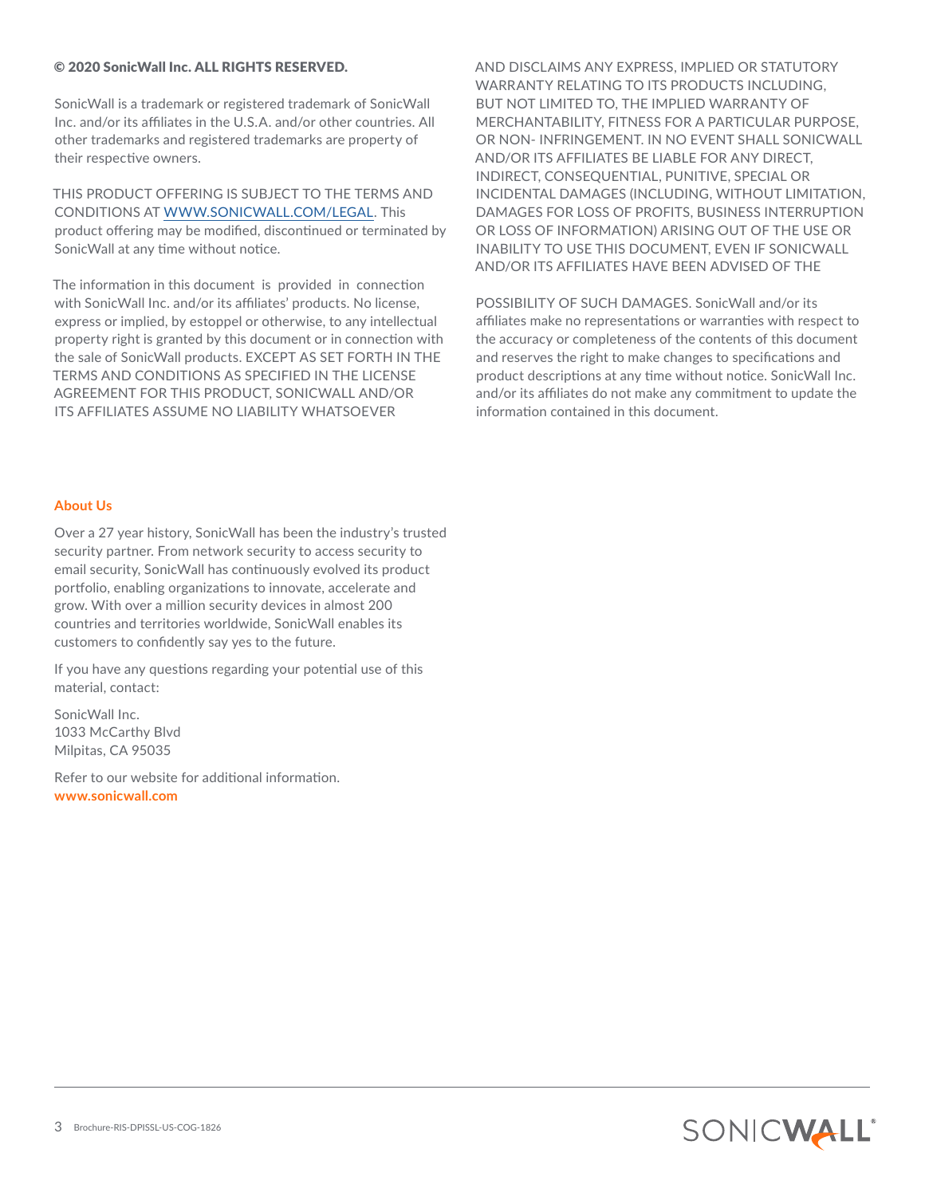**© 2020 SonicWall Inc. ALL RIGHTS RESERVED.**

SonicWall is a trademark or registered trademark of SonicWall Inc. and/or its affiliates in the U.S.A. and/or other countries. All other trademarks and registered trademarks are property of their respective owners.

THIS PRODUCT OFFERING IS SUBJECT TO THE TERMS AND CONDITIONS AT WWW.SONICWALL.COM/LEGAL. This product offering may be modified, discontinued or terminated by SonicWall at any time without notice.

The information in this document is provided in connection with SonicWall Inc. and/or its affiliates' products. No license, express or implied, by estoppel or otherwise, to any intellectual property right is granted by this document or in connection with the sale of SonicWall products. EXCEPT AS SET FORTH IN THE TERMS AND CONDITIONS AS SPECIFIED IN THE LICENSE AGREEMENT FOR THIS PRODUCT, SONICWALL AND/OR ITS AFFILIATES ASSUME NO LIABILITY WHATSOEVER AND DISCLAIMS ANY EXPRESS, IMPLIED OR STATUTORY WARRANTY RELATING TO ITS PRODUCTS INCLUDING, BUT NOT LIMITED TO, THE IMPLIED WARRANTY OF MERCHANTABILITY, FITNESS FOR A PARTICULAR PURPOSE, OR NON- INFRINGEMENT. IN NO EVENT SHALL SONICWALL AND/OR ITS AFFILIATES BE LIABLE FOR ANY DIRECT, INDIRECT, CONSEQUENTIAL, PUNITIVE, SPECIAL OR INCIDENTAL DAMAGES (INCLUDING, WITHOUT LIMITATION, DAMAGES FOR LOSS OF PROFITS, BUSINESS INTERRUPTION OR LOSS OF INFORMATION) ARISING OUT OF THE USE OR INABILITY TO USE THIS DOCUMENT, EVEN IF SONICWALL AND/OR ITS AFFILIATES HAVE BEEN ADVISED OF THE POSSIBILITY OF SUCH DAMAGES. SonicWall and/or its affiliates make no representations or warranties with respect to the accuracy or completeness of the contents of this document and reserves the right to make changes to specifications and product descriptions at any time without notice. SonicWall Inc. and/or its affiliates do not make any commitment to update the information contained in this document.

## About Us

Over a 27 year history, SonicWall has been the industry's trusted security partner. From network security to access security to email security, SonicWall has continuously evolved its product portfolio, enabling organizations to innovate, accelerate and grow. With over a million security devices in almost 200 countries and territories worldwide, SonicWall enables its customers to confidently say yes to the future.

If you have any questions regarding your potential use of this material, contact:

SonicWall Inc.
1033 McCarthy Blvd
Milpitas, CA 95035

Refer to our website for additional information.
**www.sonicwall.com**

Brochure-RIS-DPISSL-US-COG-1826